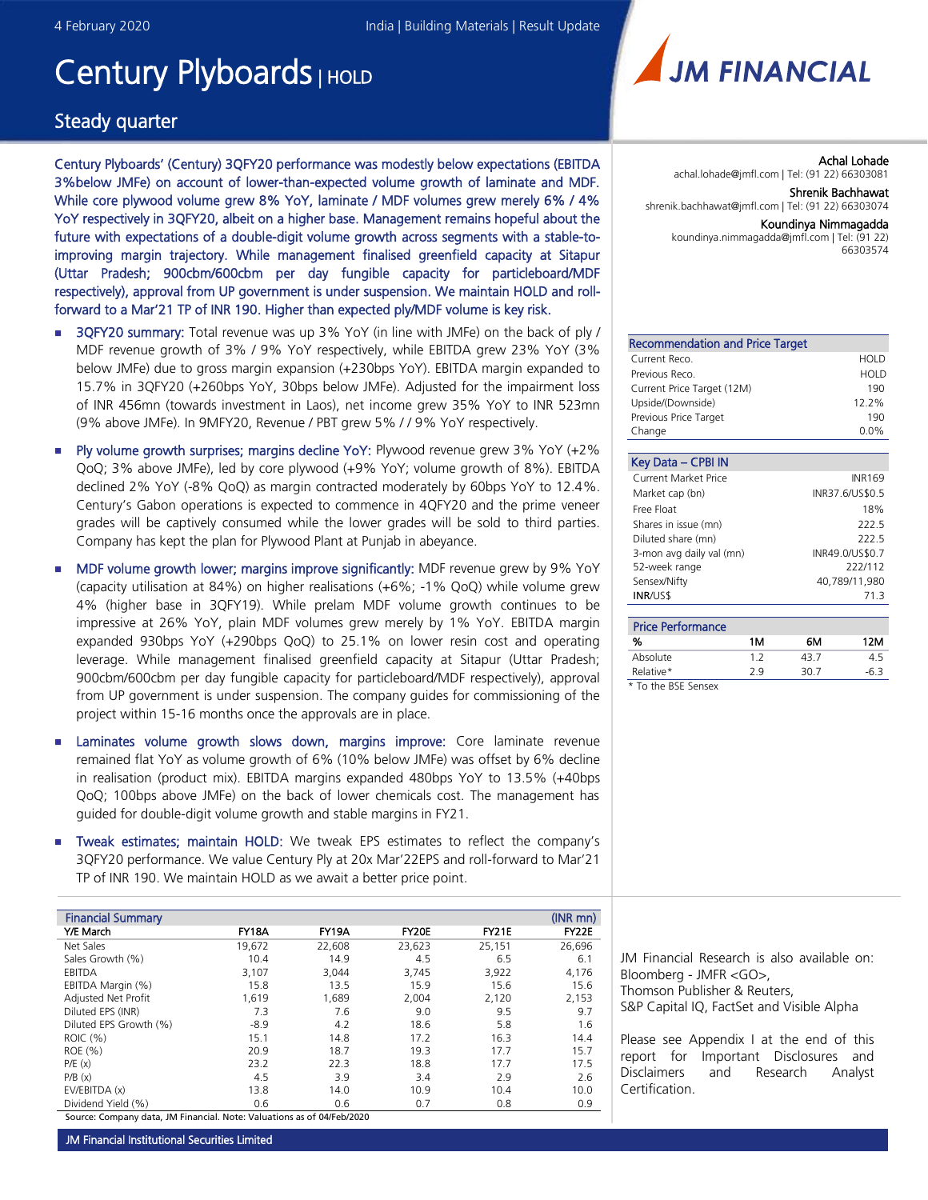4 February 2020

India | Building Materials | Result Update

# Century Plyboards | HOLD

## Steady quarter

**Century Plyboards' (Century) 3QFY20 performance was modestly below expectations (EBITDA 3%below JMFe) on account of lower-than-expected volume growth of laminate and MDF. While core plywood volume grew 8% YoY, laminate / MDF volumes grew merely 6% / 4% YoY respectively in 3QFY20, albeit on a higher base. Management remains hopeful about the future with expectations of a double-digit volume growth across segments with a stable-to-improving margin trajectory. While management finalised greenfield capacity at Sitapur (Uttar Pradesh; 900cbm/600cbm per day fungible capacity for particleboard/MDF respectively), approval from UP government is under suspension. We maintain HOLD and roll-forward to a Mar'21 TP of INR 190. Higher than expected ply/MDF volume is key risk.**

- **3QFY20 summary:** Total revenue was up 3% YoY (in line with JMFe) on the back of ply / MDF revenue growth of 3% / 9% YoY respectively, while EBITDA grew 23% YoY (3% below JMFe) due to gross margin expansion (+230bps YoY). EBITDA margin expanded to 15.7% in 3QFY20 (+260bps YoY, 30bps below JMFe). Adjusted for the impairment loss of INR 456mn (towards investment in Laos), net income grew 35% YoY to INR 523mn (9% above JMFe). In 9MFY20, Revenue / PBT grew 5% / / 9% YoY respectively.

- **Ply volume growth surprises; margins decline YoY:** Plywood revenue grew 3% YoY (+2% QoQ; 3% above JMFe), led by core plywood (+9% YoY; volume growth of 8%). EBITDA declined 2% YoY (-8% QoQ) as margin contracted moderately by 60bps YoY to 12.4%. Century's Gabon operations is expected to commence in 4QFY20 and the prime veneer grades will be captively consumed while the lower grades will be sold to third parties. Company has kept the plan for Plywood Plant at Punjab in abeyance.

- **MDF volume growth lower; margins improve significantly:** MDF revenue grew by 9% YoY (capacity utilisation at 84%) on higher realisations (+6%; -1% QoQ) while volume grew 4% (higher base in 3QFY19). While prelam MDF volume growth continues to be impressive at 26% YoY, plain MDF volumes grew merely by 1% YoY. EBITDA margin expanded 930bps YoY (+290bps QoQ) to 25.1% on lower resin cost and operating leverage. While management finalised greenfield capacity at Sitapur (Uttar Pradesh; 900cbm/600cbm per day fungible capacity for particleboard/MDF respectively), approval from UP government is under suspension. The company guides for commissioning of the project within 15-16 months once the approvals are in place.

- **Laminates volume growth slows down, margins improve:** Core laminate revenue remained flat YoY as volume growth of 6% (10% below JMFe) was offset by 6% decline in realisation (product mix). EBITDA margins expanded 480bps YoY to 13.5% (+40bps QoQ; 100bps above JMFe) on the back of lower chemicals cost. The management has guided for double-digit volume growth and stable margins in FY21.

- **Tweak estimates; maintain HOLD:** We tweak EPS estimates to reflect the company's 3QFY20 performance. We value Century Ply at 20x Mar'22EPS and roll-forward to Mar'21 TP of INR 190. We maintain HOLD as we await a better price point.

| Financial Summary | | | | | (INR mn) |
|---|---|---|---|---|---|
| Y/E March | FY18A | FY19A | FY20E | FY21E | FY22E |
| Net Sales | 19,672 | 22,608 | 23,623 | 25,151 | 26,696 |
| Sales Growth (%) | 10.4 | 14.9 | 4.5 | 6.5 | 6.1 |
| EBITDA | 3,107 | 3,044 | 3,745 | 3,922 | 4,176 |
| EBITDA Margin (%) | 15.8 | 13.5 | 15.9 | 15.6 | 15.6 |
| Adjusted Net Profit | 1,619 | 1,689 | 2,004 | 2,120 | 2,153 |
| Diluted EPS (INR) | 7.3 | 7.6 | 9.0 | 9.5 | 9.7 |
| Diluted EPS Growth (%) | -8.9 | 4.2 | 18.6 | 5.8 | 1.6 |
| ROIC (%) | 15.1 | 14.8 | 17.2 | 16.3 | 14.4 |
| ROE (%) | 20.9 | 18.7 | 19.3 | 17.7 | 15.7 |
| P/E (x) | 23.2 | 22.3 | 18.8 | 17.7 | 17.5 |
| P/B (x) | 4.5 | 3.9 | 3.4 | 2.9 | 2.6 |
| EV/EBITDA (x) | 13.8 | 14.0 | 10.9 | 10.4 | 10.0 |
| Dividend Yield (%) | 0.6 | 0.6 | 0.7 | 0.8 | 0.9 |

Source: Company data, JM Financial. Note: Valuations as of 04/Feb/2020

Achal Lohade
achal.lohade@jmfl.com | Tel: (91 22) 66303081

Shrenik Bachhawat
shrenik.bachhawat@jmfl.com | Tel: (91 22) 66303074

Koundinya Nimmagadda
koundinya.nimmagadda@jmfl.com | Tel: (91 22) 66303574

| Recommendation and Price Target | |
|---|---|
| Current Reco. | HOLD |
| Previous Reco. | HOLD |
| Current Price Target (12M) | 190 |
| Upside/(Downside) | 12.2% |
| Previous Price Target | 190 |
| Change | 0.0% |

| Key Data – CPBI IN | |
|---|---|
| Current Market Price | INR169 |
| Market cap (bn) | INR37.6/US$0.5 |
| Free Float | 18% |
| Shares in issue (mn) | 222.5 |
| Diluted share (mn) | 222.5 |
| 3-mon avg daily val (mn) | INR49.0/US$0.7 |
| 52-week range | 222/112 |
| Sensex/Nifty | 40,789/11,980 |
| INR/US$ | 71.3 |

| Price Performance | | | |
|---|---|---|---|
| % | 1M | 6M | 12M |
| Absolute | 1.2 | 43.7 | 4.5 |
| Relative* | 2.9 | 30.7 | -6.3 |

\* To the BSE Sensex

JM Financial Research is also available on: Bloomberg - JMFR <GO>, Thomson Publisher & Reuters, S&P Capital IQ, FactSet and Visible Alpha

Please see Appendix I at the end of this report for Important Disclosures and Disclaimers and Research Analyst Certification.

JM Financial Institutional Securities Limited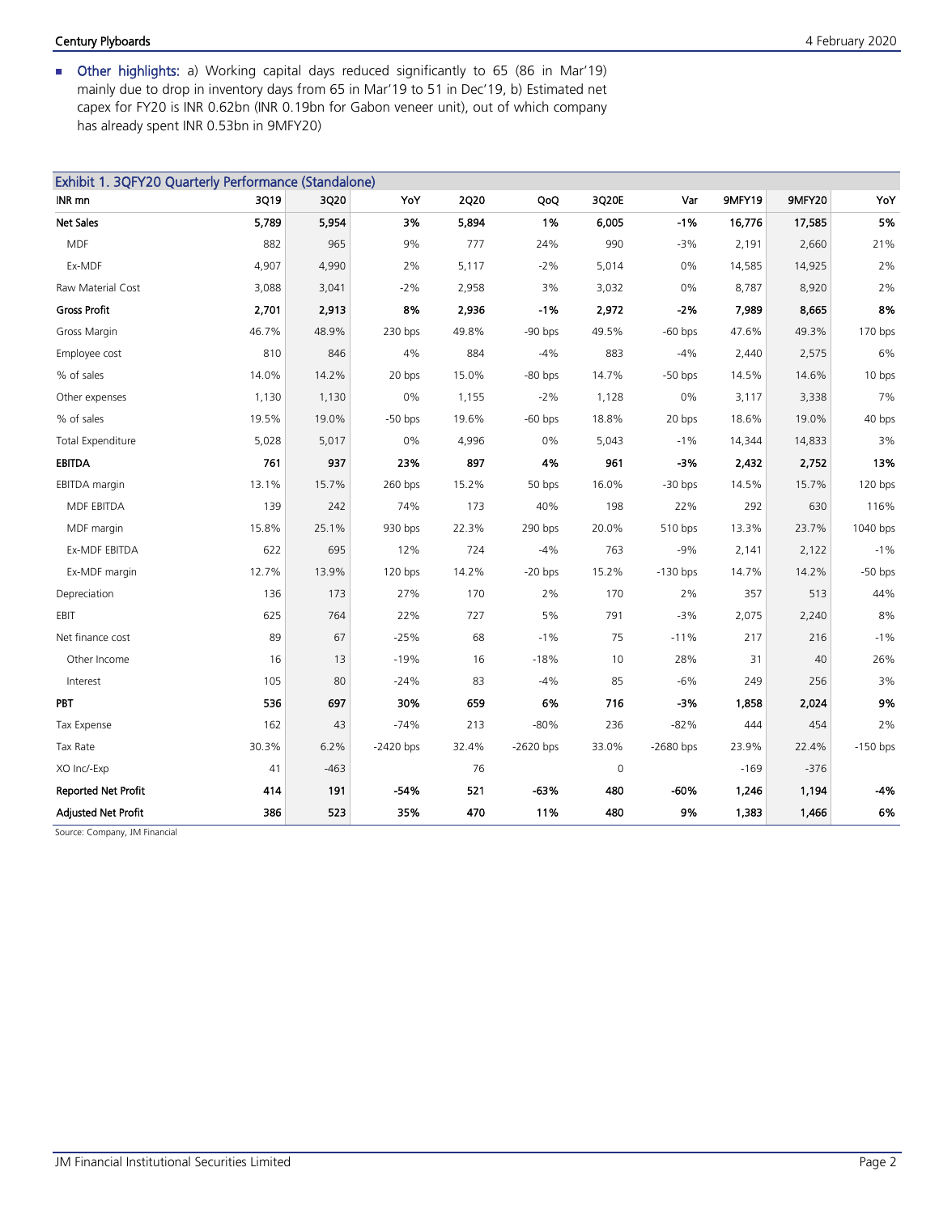- **Other highlights:** a) Working capital days reduced significantly to 65 (86 in Mar'19) mainly due to drop in inventory days from 65 in Mar'19 to 51 in Dec'19, b) Estimated net capex for FY20 is INR 0.62bn (INR 0.19bn for Gabon veneer unit), out of which company has already spent INR 0.53bn in 9MFY20)

**Exhibit 1. 3QFY20 Quarterly Performance (Standalone)**

| INR mn | 3Q19 | 3Q20 | YoY | 2Q20 | QoQ | 3Q20E | Var | 9MFY19 | 9MFY20 | YoY |
|---|---|---|---|---|---|---|---|---|---|---|
| **Net Sales** | **5,789** | **5,954** | **3%** | **5,894** | **1%** | **6,005** | **-1%** | **16,776** | **17,585** | **5%** |
| MDF | 882 | 965 | 9% | 777 | 24% | 990 | -3% | 2,191 | 2,660 | 21% |
| Ex-MDF | 4,907 | 4,990 | 2% | 5,117 | -2% | 5,014 | 0% | 14,585 | 14,925 | 2% |
| Raw Material Cost | 3,088 | 3,041 | -2% | 2,958 | 3% | 3,032 | 0% | 8,787 | 8,920 | 2% |
| **Gross Profit** | **2,701** | **2,913** | **8%** | **2,936** | **-1%** | **2,972** | **-2%** | **7,989** | **8,665** | **8%** |
| Gross Margin | 46.7% | 48.9% | 230 bps | 49.8% | -90 bps | 49.5% | -60 bps | 47.6% | 49.3% | 170 bps |
| Employee cost | 810 | 846 | 4% | 884 | -4% | 883 | -4% | 2,440 | 2,575 | 6% |
| % of sales | 14.0% | 14.2% | 20 bps | 15.0% | -80 bps | 14.7% | -50 bps | 14.5% | 14.6% | 10 bps |
| Other expenses | 1,130 | 1,130 | 0% | 1,155 | -2% | 1,128 | 0% | 3,117 | 3,338 | 7% |
| % of sales | 19.5% | 19.0% | -50 bps | 19.6% | -60 bps | 18.8% | 20 bps | 18.6% | 19.0% | 40 bps |
| Total Expenditure | 5,028 | 5,017 | 0% | 4,996 | 0% | 5,043 | -1% | 14,344 | 14,833 | 3% |
| **EBITDA** | **761** | **937** | **23%** | **897** | **4%** | **961** | **-3%** | **2,432** | **2,752** | **13%** |
| EBITDA margin | 13.1% | 15.7% | 260 bps | 15.2% | 50 bps | 16.0% | -30 bps | 14.5% | 15.7% | 120 bps |
| MDF EBITDA | 139 | 242 | 74% | 173 | 40% | 198 | 22% | 292 | 630 | 116% |
| MDF margin | 15.8% | 25.1% | 930 bps | 22.3% | 290 bps | 20.0% | 510 bps | 13.3% | 23.7% | 1040 bps |
| Ex-MDF EBITDA | 622 | 695 | 12% | 724 | -4% | 763 | -9% | 2,141 | 2,122 | -1% |
| Ex-MDF margin | 12.7% | 13.9% | 120 bps | 14.2% | -20 bps | 15.2% | -130 bps | 14.7% | 14.2% | -50 bps |
| Depreciation | 136 | 173 | 27% | 170 | 2% | 170 | 2% | 357 | 513 | 44% |
| EBIT | 625 | 764 | 22% | 727 | 5% | 791 | -3% | 2,075 | 2,240 | 8% |
| Net finance cost | 89 | 67 | -25% | 68 | -1% | 75 | -11% | 217 | 216 | -1% |
| Other Income | 16 | 13 | -19% | 16 | -18% | 10 | 28% | 31 | 40 | 26% |
| Interest | 105 | 80 | -24% | 83 | -4% | 85 | -6% | 249 | 256 | 3% |
| **PBT** | **536** | **697** | **30%** | **659** | **6%** | **716** | **-3%** | **1,858** | **2,024** | **9%** |
| Tax Expense | 162 | 43 | -74% | 213 | -80% | 236 | -82% | 444 | 454 | 2% |
| Tax Rate | 30.3% | 6.2% | -2420 bps | 32.4% | -2620 bps | 33.0% | -2680 bps | 23.9% | 22.4% | -150 bps |
| XO Inc/-Exp | 41 | -463 | | 76 | | 0 | | -169 | -376 | |
| **Reported Net Profit** | **414** | **191** | **-54%** | **521** | **-63%** | **480** | **-60%** | **1,246** | **1,194** | **-4%** |
| **Adjusted Net Profit** | **386** | **523** | **35%** | **470** | **11%** | **480** | **9%** | **1,383** | **1,466** | **6%** |

Source: Company, JM Financial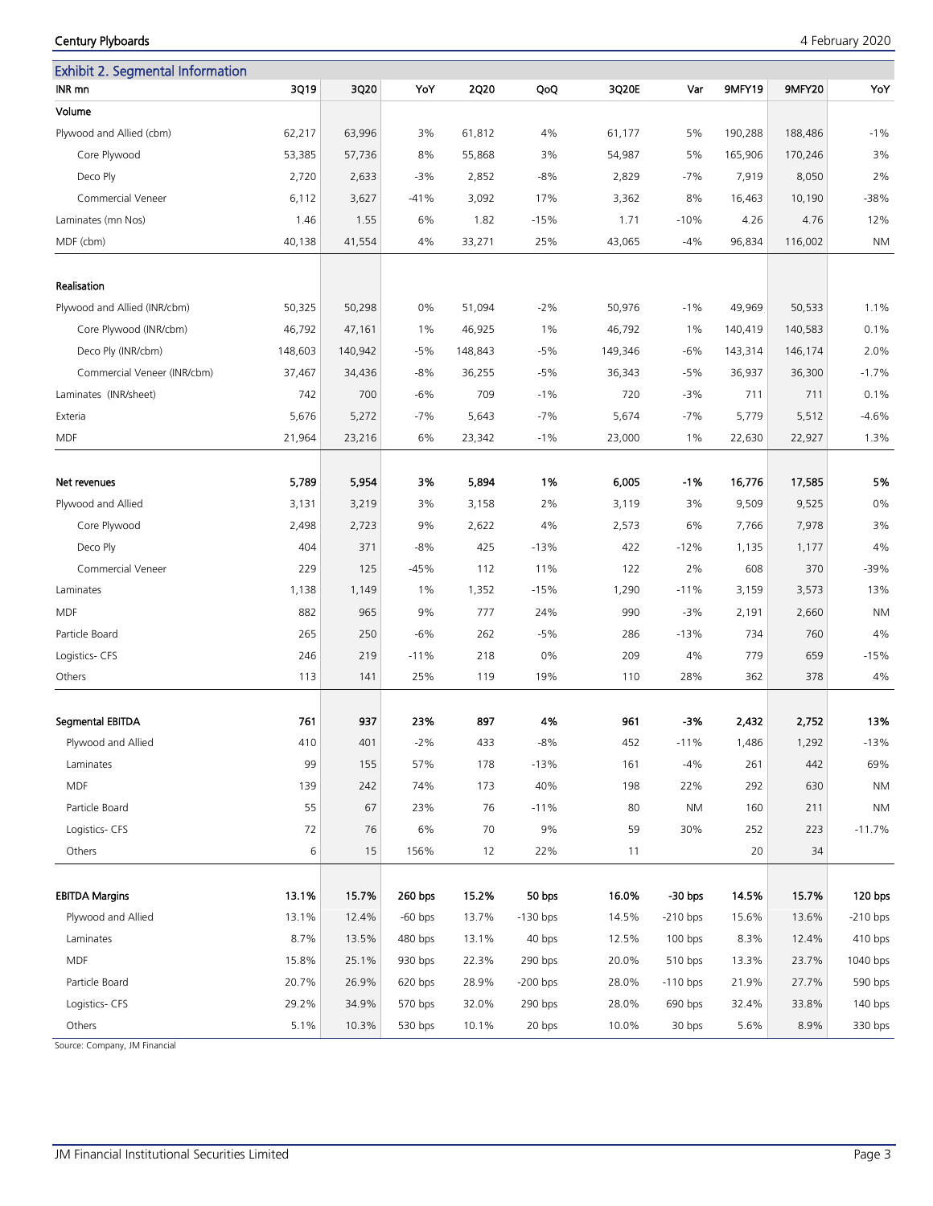## Exhibit 2. Segmental Information

| INR mn | 3Q19 | 3Q20 | YoY | 2Q20 | QoQ | 3Q20E | Var | 9MFY19 | 9MFY20 | YoY |
|---|---|---|---|---|---|---|---|---|---|---|
| **Volume** | | | | | | | | | | |
| Plywood and Allied (cbm) | 62,217 | 63,996 | 3% | 61,812 | 4% | 61,177 | 5% | 190,288 | 188,486 | -1% |
| Core Plywood | 53,385 | 57,736 | 8% | 55,868 | 3% | 54,987 | 5% | 165,906 | 170,246 | 3% |
| Deco Ply | 2,720 | 2,633 | -3% | 2,852 | -8% | 2,829 | -7% | 7,919 | 8,050 | 2% |
| Commercial Veneer | 6,112 | 3,627 | -41% | 3,092 | 17% | 3,362 | 8% | 16,463 | 10,190 | -38% |
| Laminates (mn Nos) | 1.46 | 1.55 | 6% | 1.82 | -15% | 1.71 | -10% | 4.26 | 4.76 | 12% |
| MDF (cbm) | 40,138 | 41,554 | 4% | 33,271 | 25% | 43,065 | -4% | 96,834 | 116,002 | NM |
| **Realisation** | | | | | | | | | | |
| Plywood and Allied (INR/cbm) | 50,325 | 50,298 | 0% | 51,094 | -2% | 50,976 | -1% | 49,969 | 50,533 | 1.1% |
| Core Plywood (INR/cbm) | 46,792 | 47,161 | 1% | 46,925 | 1% | 46,792 | 1% | 140,419 | 140,583 | 0.1% |
| Deco Ply (INR/cbm) | 148,603 | 140,942 | -5% | 148,843 | -5% | 149,346 | -6% | 143,314 | 146,174 | 2.0% |
| Commercial Veneer (INR/cbm) | 37,467 | 34,436 | -8% | 36,255 | -5% | 36,343 | -5% | 36,937 | 36,300 | -1.7% |
| Laminates (INR/sheet) | 742 | 700 | -6% | 709 | -1% | 720 | -3% | 711 | 711 | 0.1% |
| Exteria | 5,676 | 5,272 | -7% | 5,643 | -7% | 5,674 | -7% | 5,779 | 5,512 | -4.6% |
| MDF | 21,964 | 23,216 | 6% | 23,342 | -1% | 23,000 | 1% | 22,630 | 22,927 | 1.3% |
| **Net revenues** | **5,789** | **5,954** | **3%** | **5,894** | **1%** | **6,005** | **-1%** | **16,776** | **17,585** | **5%** |
| Plywood and Allied | 3,131 | 3,219 | 3% | 3,158 | 2% | 3,119 | 3% | 9,509 | 9,525 | 0% |
| Core Plywood | 2,498 | 2,723 | 9% | 2,622 | 4% | 2,573 | 6% | 7,766 | 7,978 | 3% |
| Deco Ply | 404 | 371 | -8% | 425 | -13% | 422 | -12% | 1,135 | 1,177 | 4% |
| Commercial Veneer | 229 | 125 | -45% | 112 | 11% | 122 | 2% | 608 | 370 | -39% |
| Laminates | 1,138 | 1,149 | 1% | 1,352 | -15% | 1,290 | -11% | 3,159 | 3,573 | 13% |
| MDF | 882 | 965 | 9% | 777 | 24% | 990 | -3% | 2,191 | 2,660 | NM |
| Particle Board | 265 | 250 | -6% | 262 | -5% | 286 | -13% | 734 | 760 | 4% |
| Logistics- CFS | 246 | 219 | -11% | 218 | 0% | 209 | 4% | 779 | 659 | -15% |
| Others | 113 | 141 | 25% | 119 | 19% | 110 | 28% | 362 | 378 | 4% |
| **Segmental EBITDA** | **761** | **937** | **23%** | **897** | **4%** | **961** | **-3%** | **2,432** | **2,752** | **13%** |
| Plywood and Allied | 410 | 401 | -2% | 433 | -8% | 452 | -11% | 1,486 | 1,292 | -13% |
| Laminates | 99 | 155 | 57% | 178 | -13% | 161 | -4% | 261 | 442 | 69% |
| MDF | 139 | 242 | 74% | 173 | 40% | 198 | 22% | 292 | 630 | NM |
| Particle Board | 55 | 67 | 23% | 76 | -11% | 80 | NM | 160 | 211 | NM |
| Logistics- CFS | 72 | 76 | 6% | 70 | 9% | 59 | 30% | 252 | 223 | -11.7% |
| Others | 6 | 15 | 156% | 12 | 22% | 11 | | 20 | 34 | |
| **EBITDA Margins** | **13.1%** | **15.7%** | **260 bps** | **15.2%** | **50 bps** | **16.0%** | **-30 bps** | **14.5%** | **15.7%** | **120 bps** |
| Plywood and Allied | 13.1% | 12.4% | -60 bps | 13.7% | -130 bps | 14.5% | -210 bps | 15.6% | 13.6% | -210 bps |
| Laminates | 8.7% | 13.5% | 480 bps | 13.1% | 40 bps | 12.5% | 100 bps | 8.3% | 12.4% | 410 bps |
| MDF | 15.8% | 25.1% | 930 bps | 22.3% | 290 bps | 20.0% | 510 bps | 13.3% | 23.7% | 1040 bps |
| Particle Board | 20.7% | 26.9% | 620 bps | 28.9% | -200 bps | 28.0% | -110 bps | 21.9% | 27.7% | 590 bps |
| Logistics- CFS | 29.2% | 34.9% | 570 bps | 32.0% | 290 bps | 28.0% | 690 bps | 32.4% | 33.8% | 140 bps |
| Others | 5.1% | 10.3% | 530 bps | 10.1% | 20 bps | 10.0% | 30 bps | 5.6% | 8.9% | 330 bps |

Source: Company, JM Financial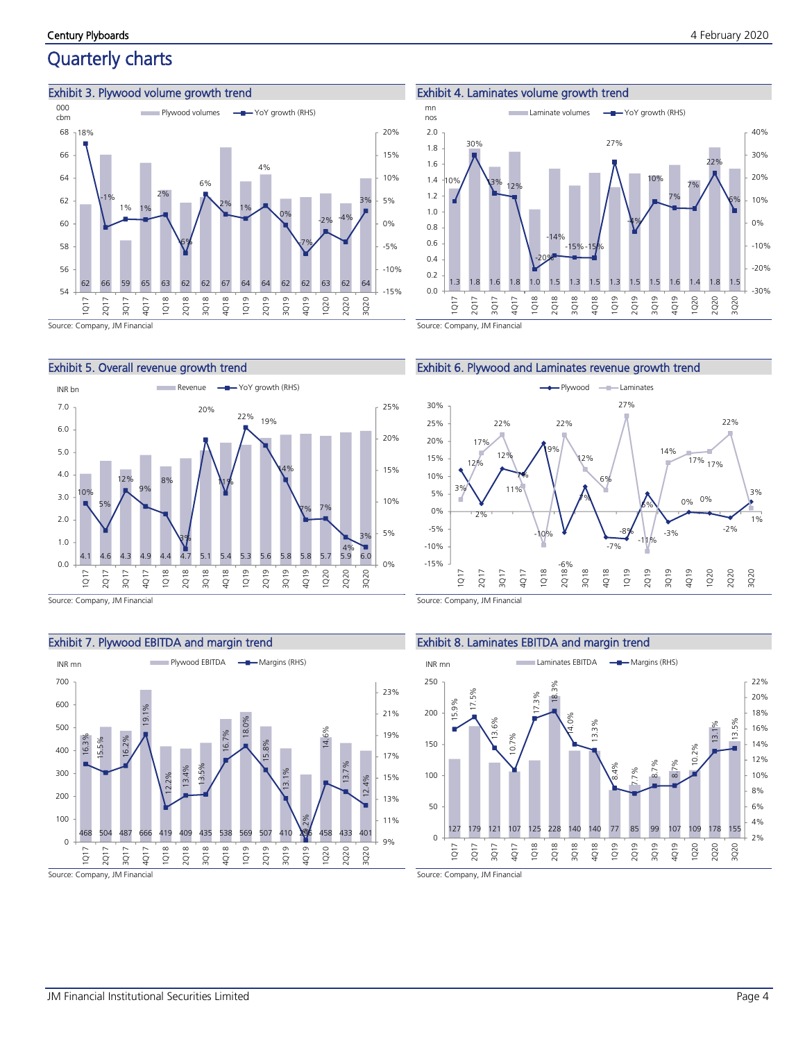## Quarterly charts

### Exhibit 3. Plywood volume growth trend

| Quarter | Plywood volumes (000 cbm) | YoY growth (RHS) |
|---|---|---|
| 1Q17 | 62 | 18% |
| 2Q17 | 66 | -1% |
| 3Q17 | 59 | 1% |
| 4Q17 | 65 | 1% |
| 1Q18 | 63 | 2% |
| 2Q18 | 62 | -6% |
| 3Q18 | 62 | 6% |
| 4Q18 | 67 | 2% |
| 1Q19 | 64 | 1% |
| 2Q19 | 64 | 4% |
| 3Q19 | 62 | 0% |
| 4Q19 | 62 | -7% |
| 1Q20 | 63 | -2% |
| 2Q20 | 62 | -4% |
| 3Q20 | 64 | 3% |

Source: Company, JM Financial

### Exhibit 4. Laminates volume growth trend

| Quarter | Laminate volumes (mn nos) | YoY growth (RHS) |
|---|---|---|
| 1Q17 | 1.3 | 10% |
| 2Q17 | 1.8 | 30% |
| 3Q17 | 1.6 | 13% |
| 4Q17 | 1.8 | 12% |
| 1Q18 | 1.0 | -20% |
| 2Q18 | 1.5 | -14% |
| 3Q18 | 1.3 | -15% |
| 4Q18 | 1.5 | -15% |
| 1Q19 | 1.3 | 27% |
| 2Q19 | 1.5 | -4% |
| 3Q19 | 1.5 | 10% |
| 4Q19 | 1.6 | 7% |
| 1Q20 | 1.4 | 7% |
| 2Q20 | 1.8 | 22% |
| 3Q20 | 1.5 | 6% |

Source: Company, JM Financial

### Exhibit 5. Overall revenue growth trend

| Quarter | Revenue (INR bn) | YoY growth (RHS) |
|---|---|---|
| 1Q17 | 4.1 | 10% |
| 2Q17 | 4.6 | 5% |
| 3Q17 | 4.3 | 12% |
| 4Q17 | 4.9 | 9% |
| 1Q18 | 4.4 | 8% |
| 2Q18 | 4.7 | 3% |
| 3Q18 | 5.1 | 20% |
| 4Q18 | 5.4 | 11% |
| 1Q19 | 5.3 | 22% |
| 2Q19 | 5.6 | 19% |
| 3Q19 | 5.8 | 14% |
| 4Q19 | 5.8 | 7% |
| 1Q20 | 5.7 | 7% |
| 2Q20 | 5.9 | 4% |
| 3Q20 | 6.0 | 3% |

Source: Company, JM Financial

### Exhibit 6. Plywood and Laminates revenue growth trend

| Quarter | Plywood | Laminates |
|---|---|---|
| 1Q17 | 12% | 3% |
| 2Q17 | 2% | 17% |
| 3Q17 | 12% | 22% |
| 4Q17 | 11% | 7% |
| 1Q18 | 19% | -10% |
| 2Q18 | -6% | 22% |
| 3Q18 | 7% | 12% |
| 4Q18 | -7% | 6% |
| 1Q19 | -8% | 27% |
| 2Q19 | 5% | -11% |
| 3Q19 | -3% | 14% |
| 4Q19 | 0% | 17% |
| 1Q20 | 0% | 17% |
| 2Q20 | -2% | 22% |
| 3Q20 | 3% | 1% |

Source: Company, JM Financial

### Exhibit 7. Plywood EBITDA and margin trend

| Quarter | Plywood EBITDA (INR mn) | Margins (RHS) |
|---|---|---|
| 1Q17 | 468 | 16.3% |
| 2Q17 | 504 | 15.5% |
| 3Q17 | 487 | 16.2% |
| 4Q17 | 666 | 19.1% |
| 1Q18 | 419 | 12.2% |
| 2Q18 | 409 | 13.4% |
| 3Q18 | 435 | 13.5% |
| 4Q18 | 538 | 16.7% |
| 1Q19 | 569 | 18.0% |
| 2Q19 | 507 | 15.8% |
| 3Q19 | 410 | 13.1% |
| 4Q19 | 296 | 9.2% |
| 1Q20 | 458 | 14.6% |
| 2Q20 | 433 | 13.7% |
| 3Q20 | 401 | 12.4% |

Source: Company, JM Financial

### Exhibit 8. Laminates EBITDA and margin trend

| Quarter | Laminates EBITDA (INR mn) | Margins (RHS) |
|---|---|---|
| 1Q17 | 127 | 15.9% |
| 2Q17 | 179 | 17.5% |
| 3Q17 | 121 | 13.6% |
| 4Q17 | 107 | 10.7% |
| 1Q18 | 125 | 17.3% |
| 2Q18 | 228 | 18.3% |
| 3Q18 | 140 | 14.0% |
| 4Q18 | 140 | 13.3% |
| 1Q19 | 77 | 8.4% |
| 2Q19 | 85 | 7.7% |
| 3Q19 | 99 | 8.7% |
| 4Q19 | 107 | 8.7% |
| 1Q20 | 109 | 10.2% |
| 2Q20 | 178 | 13.1% |
| 3Q20 | 155 | 13.5% |

Source: Company, JM Financial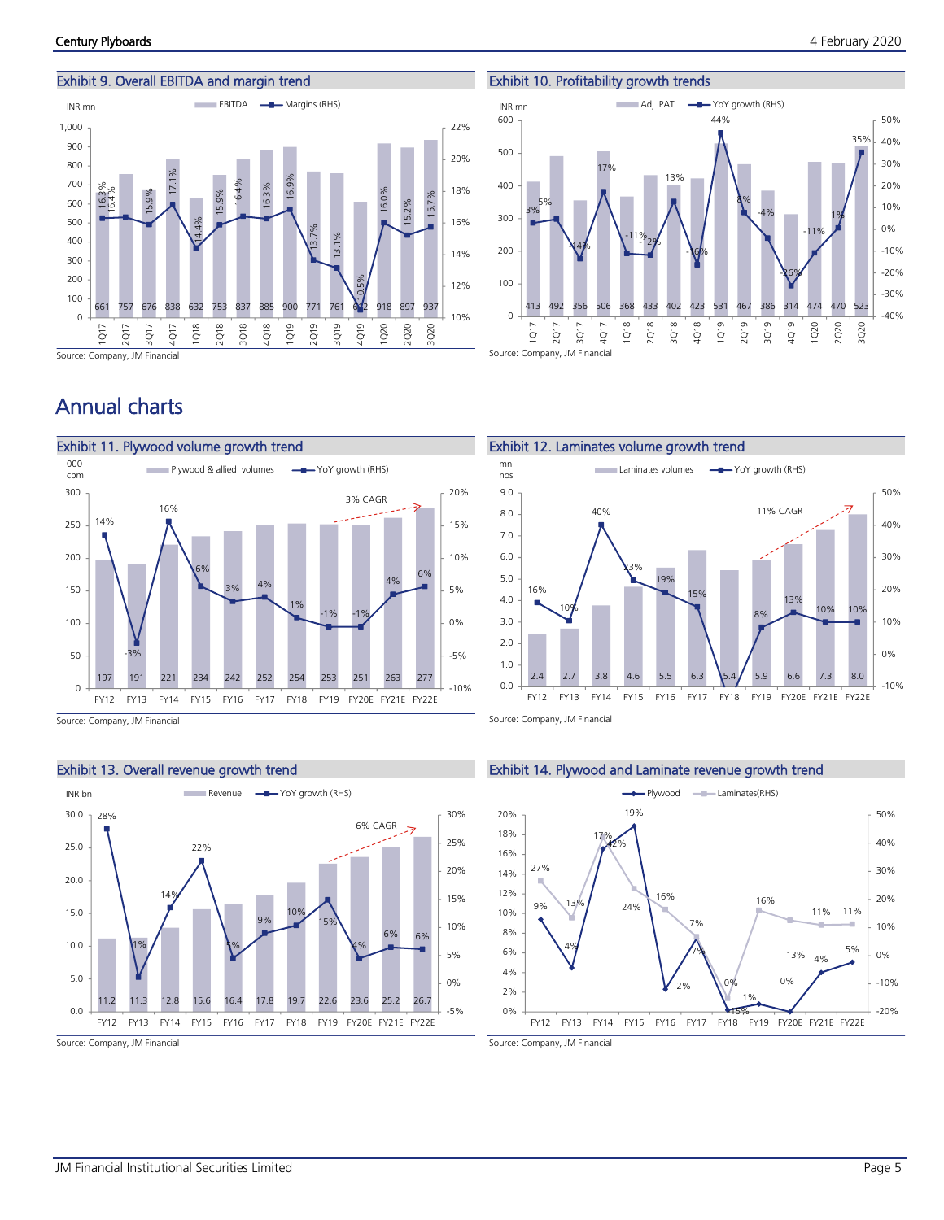## Exhibit 9. Overall EBITDA and margin trend

| Quarter | EBITDA (INR mn) | Margins (RHS) |
|---|---|---|
| 1Q17 | 661 | 16.3% |
| 2Q17 | 757 | 16.4% |
| 3Q17 | 676 | 15.9% |
| 4Q17 | 838 | 17.1% |
| 1Q18 | 632 | 14.4% |
| 2Q18 | 753 | 15.9% |
| 3Q18 | 837 | 16.4% |
| 4Q18 | 885 | 16.3% |
| 1Q19 | 900 | 16.9% |
| 2Q19 | 771 | 13.7% |
| 3Q19 | 761 | 13.1% |
| 4Q19 | 612 | 10.5% |
| 1Q20 | 918 | 16.0% |
| 2Q20 | 897 | 15.2% |
| 3Q20 | 937 | 15.7% |

Source: Company, JM Financial

## Exhibit 10. Profitability growth trends

| Quarter | Adj. PAT (INR mn) | YoY growth (RHS) |
|---|---|---|
| 1Q17 | 413 | 3% |
| 2Q17 | 492 | 5% |
| 3Q17 | 356 | -14% |
| 4Q17 | 506 | 17% |
| 1Q18 | 368 | -11% |
| 2Q18 | 433 | -12% |
| 3Q18 | 402 | 13% |
| 4Q18 | 423 | -16% |
| 1Q19 | 531 | 44% |
| 2Q19 | 467 | 8% |
| 3Q19 | 386 | -4% |
| 4Q19 | 314 | -26% |
| 1Q20 | 474 | -11% |
| 2Q20 | 470 | 1% |
| 3Q20 | 523 | 35% |

Source: Company, JM Financial

# Annual charts

## Exhibit 11. Plywood volume growth trend

| Year | Plywood & allied volumes (000 cbm) | YoY growth (RHS) |
|---|---|---|
| FY12 | 197 | 14% |
| FY13 | 191 | -3% |
| FY14 | 221 | 16% |
| FY15 | 234 | 6% |
| FY16 | 242 | 3% |
| FY17 | 252 | 4% |
| FY18 | 254 | 1% |
| FY19 | 253 | -1% |
| FY20E | 251 | -1% |
| FY21E | 263 | 4% |
| FY22E | 277 | 6% |

3% CAGR

Source: Company, JM Financial

## Exhibit 12. Laminates volume growth trend

| Year | Laminates volumes (mn nos) | YoY growth (RHS) |
|---|---|---|
| FY12 | 2.4 | 16% |
| FY13 | 2.7 | 10% |
| FY14 | 3.8 | 40% |
| FY15 | 4.6 | 23% |
| FY16 | 5.5 | 19% |
| FY17 | 6.3 | 15% |
| FY18 | 5.4 | |
| FY19 | 5.9 | 8% |
| FY20E | 6.6 | 13% |
| FY21E | 7.3 | 10% |
| FY22E | 8.0 | 10% |

11% CAGR

Source: Company, JM Financial

## Exhibit 13. Overall revenue growth trend

| Year | Revenue (INR bn) | YoY growth (RHS) |
|---|---|---|
| FY12 | 11.2 | 28% |
| FY13 | 11.3 | 1% |
| FY14 | 12.8 | 14% |
| FY15 | 15.6 | 22% |
| FY16 | 16.4 | 5% |
| FY17 | 17.8 | 9% |
| FY18 | 19.7 | 10% |
| FY19 | 22.6 | 15% |
| FY20E | 23.6 | 4% |
| FY21E | 25.2 | 6% |
| FY22E | 26.7 | 6% |

6% CAGR

Source: Company, JM Financial

## Exhibit 14. Plywood and Laminate revenue growth trend

| Year | Plywood | Laminates (RHS) |
|---|---|---|
| FY12 | 9% | 27% |
| FY13 | 4% | 13% |
| FY14 | 17% | 42% |
| FY15 | 19% | 24% |
| FY16 | 2% | 16% |
| FY17 | 7% | 7% |
| FY18 | 0% | -15% |
| FY19 | 1% | 16% |
| FY20E | 0% | 13% |
| FY21E | 4% | 11% |
| FY22E | 5% | 11% |

Source: Company, JM Financial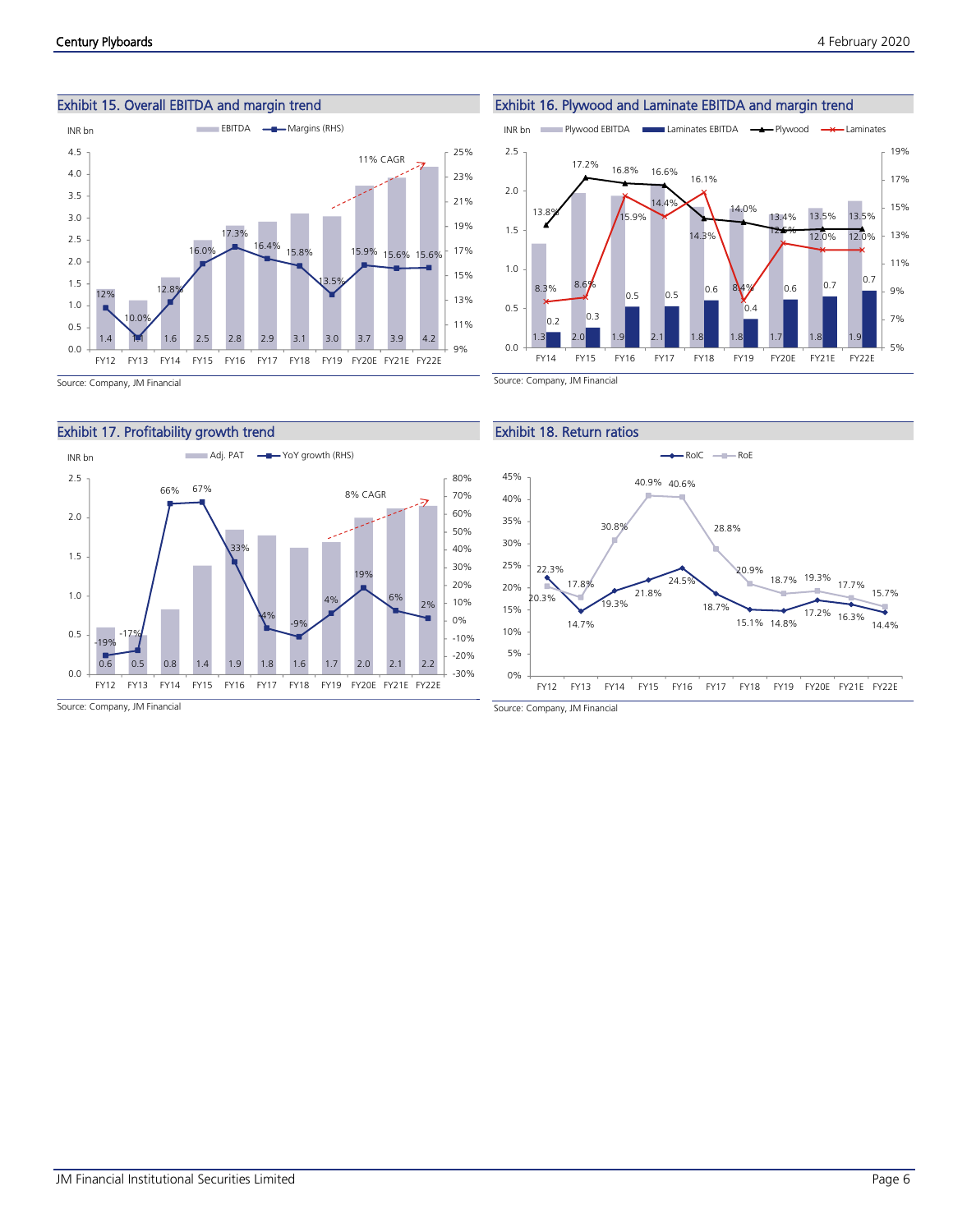## Exhibit 15. Overall EBITDA and margin trend

| | FY12 | FY13 | FY14 | FY15 | FY16 | FY17 | FY18 | FY19 | FY20E | FY21E | FY22E |
|---|---|---|---|---|---|---|---|---|---|---|---|
| EBITDA (INR bn) | 1.4 | 1.1 | 1.6 | 2.5 | 2.8 | 2.9 | 3.1 | 3.0 | 3.7 | 3.9 | 4.2 |
| Margins (RHS) | 12% | 10.0% | 12.8% | 16.0% | 17.3% | 16.4% | 15.8% | 13.5% | 15.9% | 15.6% | 15.6% |

11% CAGR

Source: Company, JM Financial

## Exhibit 16. Plywood and Laminate EBITDA and margin trend

| | FY14 | FY15 | FY16 | FY17 | FY18 | FY19 | FY20E | FY21E | FY22E |
|---|---|---|---|---|---|---|---|---|---|
| Plywood EBITDA (INR bn) | 1.3 | 2.0 | 1.9 | 2.1 | 1.8 | 1.8 | 1.7 | 1.8 | 1.9 |
| Laminates EBITDA (INR bn) | 0.2 | 0.3 | 0.5 | 0.5 | 0.6 | 0.4 | 0.6 | 0.7 | 0.7 |
| Plywood | 13.8% | 17.2% | 16.8% | 16.6% | 14.3% | 14.0% | 13.4% | 13.5% | 13.5% |
| Laminates | 8.3% | 8.6% | 15.9% | 14.4% | 16.1% | 8.4% | 12.5% | 12.0% | 12.0% |

Source: Company, JM Financial

## Exhibit 17. Profitability growth trend

| | FY12 | FY13 | FY14 | FY15 | FY16 | FY17 | FY18 | FY19 | FY20E | FY21E | FY22E |
|---|---|---|---|---|---|---|---|---|---|---|---|
| Adj. PAT (INR bn) | 0.6 | 0.5 | 0.8 | 1.4 | 1.9 | 1.8 | 1.6 | 1.7 | 2.0 | 2.1 | 2.2 |
| YoY growth (RHS) | -19% | -17% | 66% | 67% | 33% | -4% | -9% | 4% | 19% | 6% | 2% |

8% CAGR

Source: Company, JM Financial

## Exhibit 18. Return ratios

| | FY12 | FY13 | FY14 | FY15 | FY16 | FY17 | FY18 | FY19 | FY20E | FY21E | FY22E |
|---|---|---|---|---|---|---|---|---|---|---|---|
| RoIC | 22.3% | 14.7% | 19.3% | 21.8% | 24.5% | 18.7% | 15.1% | 14.8% | 17.2% | 16.3% | 14.4% |
| RoE | 20.3% | 17.8% | 30.8% | 40.9% | 40.6% | 28.8% | 20.9% | 18.7% | 19.3% | 17.7% | 15.7% |

Source: Company, JM Financial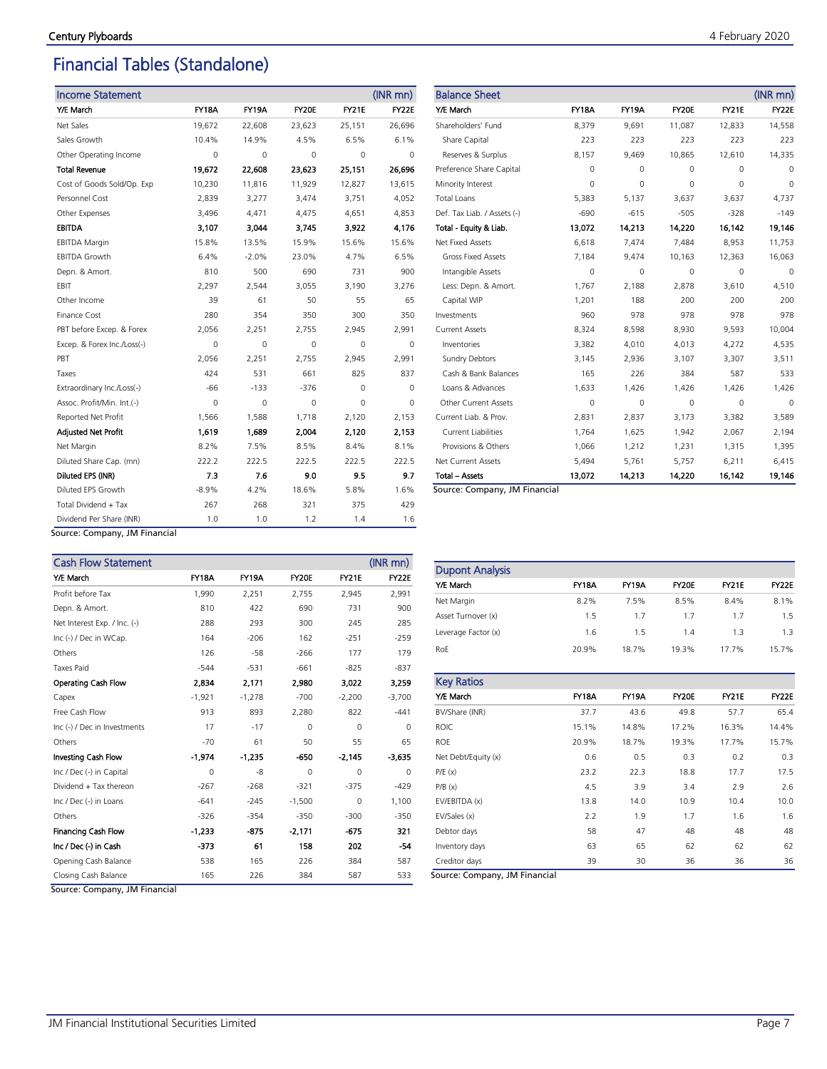# Financial Tables (Standalone)

| Income Statement | | | | | (INR mn) |
|---|---|---|---|---|---|
| Y/E March | FY18A | FY19A | FY20E | FY21E | FY22E |
| Net Sales | 19,672 | 22,608 | 23,623 | 25,151 | 26,696 |
| Sales Growth | 10.4% | 14.9% | 4.5% | 6.5% | 6.1% |
| Other Operating Income | 0 | 0 | 0 | 0 | 0 |
| **Total Revenue** | **19,672** | **22,608** | **23,623** | **25,151** | **26,696** |
| Cost of Goods Sold/Op. Exp | 10,230 | 11,816 | 11,929 | 12,827 | 13,615 |
| Personnel Cost | 2,839 | 3,277 | 3,474 | 3,751 | 4,052 |
| Other Expenses | 3,496 | 4,471 | 4,475 | 4,651 | 4,853 |
| **EBITDA** | **3,107** | **3,044** | **3,745** | **3,922** | **4,176** |
| EBITDA Margin | 15.8% | 13.5% | 15.9% | 15.6% | 15.6% |
| EBITDA Growth | 6.4% | -2.0% | 23.0% | 4.7% | 6.5% |
| Depn. & Amort. | 810 | 500 | 690 | 731 | 900 |
| EBIT | 2,297 | 2,544 | 3,055 | 3,190 | 3,276 |
| Other Income | 39 | 61 | 50 | 55 | 65 |
| Finance Cost | 280 | 354 | 350 | 300 | 350 |
| PBT before Excep. & Forex | 2,056 | 2,251 | 2,755 | 2,945 | 2,991 |
| Excep. & Forex Inc./Loss(-) | 0 | 0 | 0 | 0 | 0 |
| PBT | 2,056 | 2,251 | 2,755 | 2,945 | 2,991 |
| Taxes | 424 | 531 | 661 | 825 | 837 |
| Extraordinary Inc./Loss(-) | -66 | -133 | -376 | 0 | 0 |
| Assoc. Profit/Min. Int.(-) | 0 | 0 | 0 | 0 | 0 |
| Reported Net Profit | 1,566 | 1,588 | 1,718 | 2,120 | 2,153 |
| **Adjusted Net Profit** | **1,619** | **1,689** | **2,004** | **2,120** | **2,153** |
| Net Margin | 8.2% | 7.5% | 8.5% | 8.4% | 8.1% |
| Diluted Share Cap. (mn) | 222.2 | 222.5 | 222.5 | 222.5 | 222.5 |
| **Diluted EPS (INR)** | **7.3** | **7.6** | **9.0** | **9.5** | **9.7** |
| Diluted EPS Growth | -8.9% | 4.2% | 18.6% | 5.8% | 1.6% |
| Total Dividend + Tax | 267 | 268 | 321 | 375 | 429 |
| Dividend Per Share (INR) | 1.0 | 1.0 | 1.2 | 1.4 | 1.6 |

Source: Company, JM Financial

| Balance Sheet | | | | | (INR mn) |
|---|---|---|---|---|---|
| Y/E March | FY18A | FY19A | FY20E | FY21E | FY22E |
| Shareholders' Fund | 8,379 | 9,691 | 11,087 | 12,833 | 14,558 |
| Share Capital | 223 | 223 | 223 | 223 | 223 |
| Reserves & Surplus | 8,157 | 9,469 | 10,865 | 12,610 | 14,335 |
| Preference Share Capital | 0 | 0 | 0 | 0 | 0 |
| Minority Interest | 0 | 0 | 0 | 0 | 0 |
| Total Loans | 5,383 | 5,137 | 3,637 | 3,637 | 4,737 |
| Def. Tax Liab. / Assets (-) | -690 | -615 | -505 | -328 | -149 |
| **Total - Equity & Liab.** | **13,072** | **14,213** | **14,220** | **16,142** | **19,146** |
| Net Fixed Assets | 6,618 | 7,474 | 7,484 | 8,953 | 11,753 |
| Gross Fixed Assets | 7,184 | 9,474 | 10,163 | 12,363 | 16,063 |
| Intangible Assets | 0 | 0 | 0 | 0 | 0 |
| Less: Depn. & Amort. | 1,767 | 2,188 | 2,878 | 3,610 | 4,510 |
| Capital WIP | 1,201 | 188 | 200 | 200 | 200 |
| Investments | 960 | 978 | 978 | 978 | 978 |
| Current Assets | 8,324 | 8,598 | 8,930 | 9,593 | 10,004 |
| Inventories | 3,382 | 4,010 | 4,013 | 4,272 | 4,535 |
| Sundry Debtors | 3,145 | 2,936 | 3,107 | 3,307 | 3,511 |
| Cash & Bank Balances | 165 | 226 | 384 | 587 | 533 |
| Loans & Advances | 1,633 | 1,426 | 1,426 | 1,426 | 1,426 |
| Other Current Assets | 0 | 0 | 0 | 0 | 0 |
| Current Liab. & Prov. | 2,831 | 2,837 | 3,173 | 3,382 | 3,589 |
| Current Liabilities | 1,764 | 1,625 | 1,942 | 2,067 | 2,194 |
| Provisions & Others | 1,066 | 1,212 | 1,231 | 1,315 | 1,395 |
| Net Current Assets | 5,494 | 5,761 | 5,757 | 6,211 | 6,415 |
| **Total – Assets** | **13,072** | **14,213** | **14,220** | **16,142** | **19,146** |

Source: Company, JM Financial

| Cash Flow Statement | | | | | (INR mn) |
|---|---|---|---|---|---|
| Y/E March | FY18A | FY19A | FY20E | FY21E | FY22E |
| Profit before Tax | 1,990 | 2,251 | 2,755 | 2,945 | 2,991 |
| Depn. & Amort. | 810 | 422 | 690 | 731 | 900 |
| Net Interest Exp. / Inc. (-) | 288 | 293 | 300 | 245 | 285 |
| Inc (-) / Dec in WCap. | 164 | -206 | 162 | -251 | -259 |
| Others | 126 | -58 | -266 | 177 | 179 |
| Taxes Paid | -544 | -531 | -661 | -825 | -837 |
| **Operating Cash Flow** | **2,834** | **2,171** | **2,980** | **3,022** | **3,259** |
| Capex | -1,921 | -1,278 | -700 | -2,200 | -3,700 |
| Free Cash Flow | 913 | 893 | 2,280 | 822 | -441 |
| Inc (-) / Dec in Investments | 17 | -17 | 0 | 0 | 0 |
| Others | -70 | 61 | 50 | 55 | 65 |
| **Investing Cash Flow** | **-1,974** | **-1,235** | **-650** | **-2,145** | **-3,635** |
| Inc / Dec (-) in Capital | 0 | -8 | 0 | 0 | 0 |
| Dividend + Tax thereon | -267 | -268 | -321 | -375 | -429 |
| Inc / Dec (-) in Loans | -641 | -245 | -1,500 | 0 | 1,100 |
| Others | -326 | -354 | -350 | -300 | -350 |
| **Financing Cash Flow** | **-1,233** | **-875** | **-2,171** | **-675** | **321** |
| **Inc / Dec (-) in Cash** | **-373** | **61** | **158** | **202** | **-54** |
| Opening Cash Balance | 538 | 165 | 226 | 384 | 587 |
| Closing Cash Balance | 165 | 226 | 384 | 587 | 533 |

Source: Company, JM Financial

| Dupont Analysis | | | | | |
|---|---|---|---|---|---|
| Y/E March | FY18A | FY19A | FY20E | FY21E | FY22E |
| Net Margin | 8.2% | 7.5% | 8.5% | 8.4% | 8.1% |
| Asset Turnover (x) | 1.5 | 1.7 | 1.7 | 1.7 | 1.5 |
| Leverage Factor (x) | 1.6 | 1.5 | 1.4 | 1.3 | 1.3 |
| RoE | 20.9% | 18.7% | 19.3% | 17.7% | 15.7% |

| Key Ratios | | | | | |
|---|---|---|---|---|---|
| Y/E March | FY18A | FY19A | FY20E | FY21E | FY22E |
| BV/Share (INR) | 37.7 | 43.6 | 49.8 | 57.7 | 65.4 |
| ROIC | 15.1% | 14.8% | 17.2% | 16.3% | 14.4% |
| ROE | 20.9% | 18.7% | 19.3% | 17.7% | 15.7% |
| Net Debt/Equity (x) | 0.6 | 0.5 | 0.3 | 0.2 | 0.3 |
| P/E (x) | 23.2 | 22.3 | 18.8 | 17.7 | 17.5 |
| P/B (x) | 4.5 | 3.9 | 3.4 | 2.9 | 2.6 |
| EV/EBITDA (x) | 13.8 | 14.0 | 10.9 | 10.4 | 10.0 |
| EV/Sales (x) | 2.2 | 1.9 | 1.7 | 1.6 | 1.6 |
| Debtor days | 58 | 47 | 48 | 48 | 48 |
| Inventory days | 63 | 65 | 62 | 62 | 62 |
| Creditor days | 39 | 30 | 36 | 36 | 36 |

Source: Company, JM Financial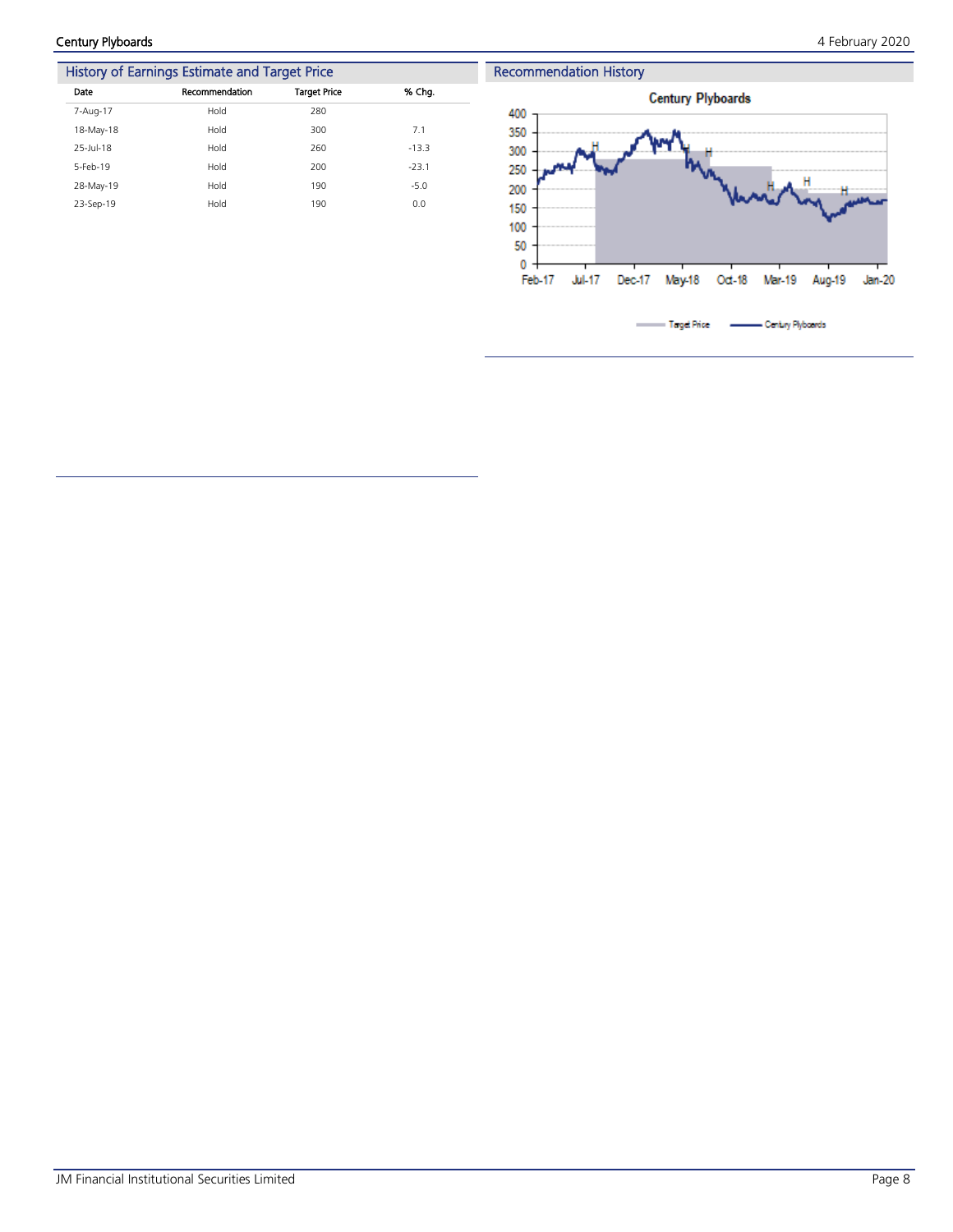## History of Earnings Estimate and Target Price

| Date | Recommendation | Target Price | % Chg. |
|---|---|---|---|
| 7-Aug-17 | Hold | 280 | |
| 18-May-18 | Hold | 300 | 7.1 |
| 25-Jul-18 | Hold | 260 | -13.3 |
| 5-Feb-19 | Hold | 200 | -23.1 |
| 28-May-19 | Hold | 190 | -5.0 |
| 23-Sep-19 | Hold | 190 | 0.0 |

## Recommendation History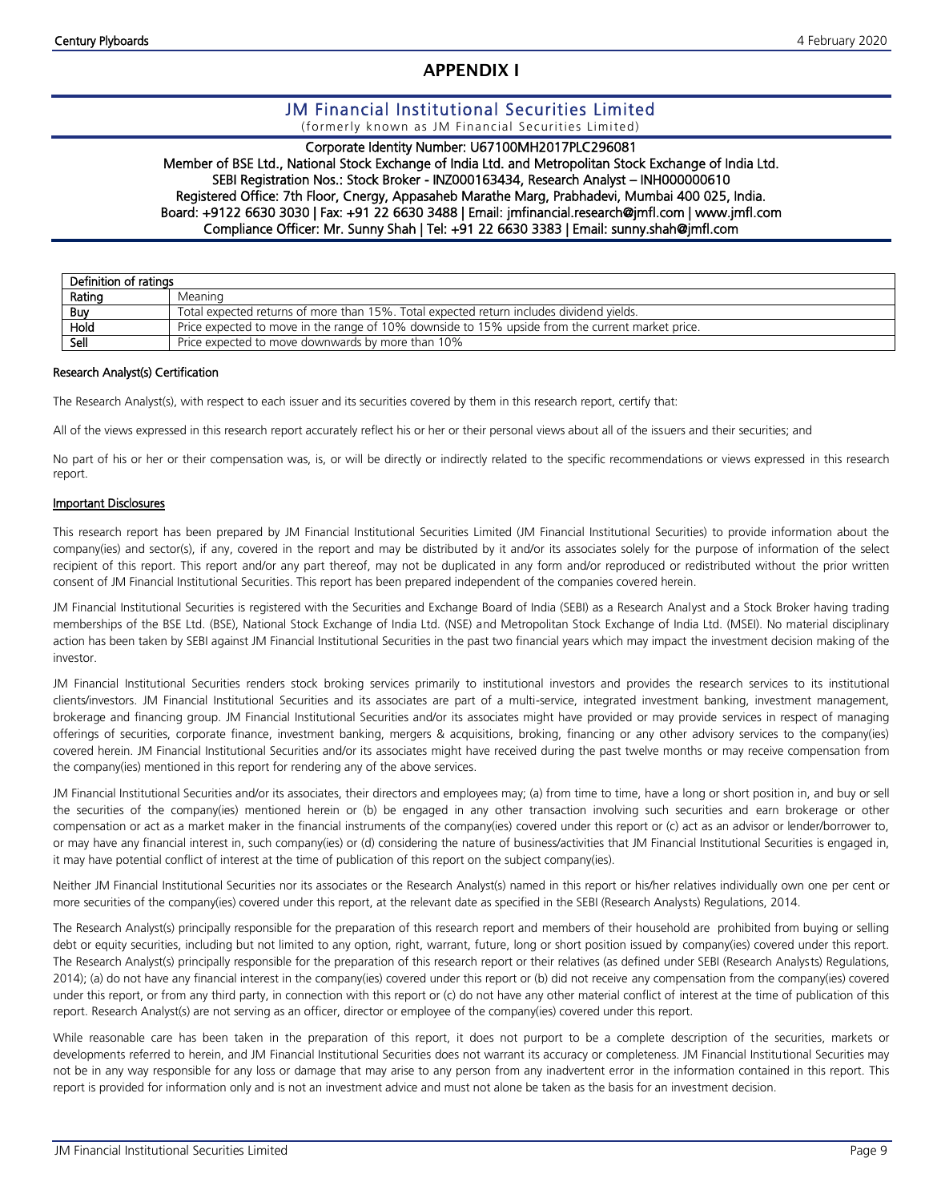# APPENDIX I

## JM Financial Institutional Securities Limited

(formerly known as JM Financial Securities Limited)

Corporate Identity Number: U67100MH2017PLC296081
Member of BSE Ltd., National Stock Exchange of India Ltd. and Metropolitan Stock Exchange of India Ltd.
SEBI Registration Nos.: Stock Broker - INZ000163434, Research Analyst – INH000000610
Registered Office: 7th Floor, Cnergy, Appasaheb Marathe Marg, Prabhadevi, Mumbai 400 025, India.
Board: +9122 6630 3030 | Fax: +91 22 6630 3488 | Email: jmfinancial.research@jmfl.com | www.jmfl.com
Compliance Officer: Mr. Sunny Shah | Tel: +91 22 6630 3383 | Email: sunny.shah@jmfl.com

| Definition of ratings | |
|---|---|
| Rating | Meaning |
| Buy | Total expected returns of more than 15%. Total expected return includes dividend yields. |
| Hold | Price expected to move in the range of 10% downside to 15% upside from the current market price. |
| Sell | Price expected to move downwards by more than 10% |

### Research Analyst(s) Certification

The Research Analyst(s), with respect to each issuer and its securities covered by them in this research report, certify that:

All of the views expressed in this research report accurately reflect his or her or their personal views about all of the issuers and their securities; and

No part of his or her or their compensation was, is, or will be directly or indirectly related to the specific recommendations or views expressed in this research report.

### Important Disclosures

This research report has been prepared by JM Financial Institutional Securities Limited (JM Financial Institutional Securities) to provide information about the company(ies) and sector(s), if any, covered in the report and may be distributed by it and/or its associates solely for the purpose of information of the select recipient of this report. This report and/or any part thereof, may not be duplicated in any form and/or reproduced or redistributed without the prior written consent of JM Financial Institutional Securities. This report has been prepared independent of the companies covered herein.

JM Financial Institutional Securities is registered with the Securities and Exchange Board of India (SEBI) as a Research Analyst and a Stock Broker having trading memberships of the BSE Ltd. (BSE), National Stock Exchange of India Ltd. (NSE) and Metropolitan Stock Exchange of India Ltd. (MSEI). No material disciplinary action has been taken by SEBI against JM Financial Institutional Securities in the past two financial years which may impact the investment decision making of the investor.

JM Financial Institutional Securities renders stock broking services primarily to institutional investors and provides the research services to its institutional clients/investors. JM Financial Institutional Securities and its associates are part of a multi-service, integrated investment banking, investment management, brokerage and financing group. JM Financial Institutional Securities and/or its associates might have provided or may provide services in respect of managing offerings of securities, corporate finance, investment banking, mergers & acquisitions, broking, financing or any other advisory services to the company(ies) covered herein. JM Financial Institutional Securities and/or its associates might have received during the past twelve months or may receive compensation from the company(ies) mentioned in this report for rendering any of the above services.

JM Financial Institutional Securities and/or its associates, their directors and employees may; (a) from time to time, have a long or short position in, and buy or sell the securities of the company(ies) mentioned herein or (b) be engaged in any other transaction involving such securities and earn brokerage or other compensation or act as a market maker in the financial instruments of the company(ies) covered under this report or (c) act as an advisor or lender/borrower to, or may have any financial interest in, such company(ies) or (d) considering the nature of business/activities that JM Financial Institutional Securities is engaged in, it may have potential conflict of interest at the time of publication of this report on the subject company(ies).

Neither JM Financial Institutional Securities nor its associates or the Research Analyst(s) named in this report or his/her relatives individually own one per cent or more securities of the company(ies) covered under this report, at the relevant date as specified in the SEBI (Research Analysts) Regulations, 2014.

The Research Analyst(s) principally responsible for the preparation of this research report and members of their household are prohibited from buying or selling debt or equity securities, including but not limited to any option, right, warrant, future, long or short position issued by company(ies) covered under this report. The Research Analyst(s) principally responsible for the preparation of this research report or their relatives (as defined under SEBI (Research Analysts) Regulations, 2014); (a) do not have any financial interest in the company(ies) covered under this report or (b) did not receive any compensation from the company(ies) covered under this report, or from any third party, in connection with this report or (c) do not have any other material conflict of interest at the time of publication of this report. Research Analyst(s) are not serving as an officer, director or employee of the company(ies) covered under this report.

While reasonable care has been taken in the preparation of this report, it does not purport to be a complete description of the securities, markets or developments referred to herein, and JM Financial Institutional Securities does not warrant its accuracy or completeness. JM Financial Institutional Securities may not be in any way responsible for any loss or damage that may arise to any person from any inadvertent error in the information contained in this report. This report is provided for information only and is not an investment advice and must not alone be taken as the basis for an investment decision.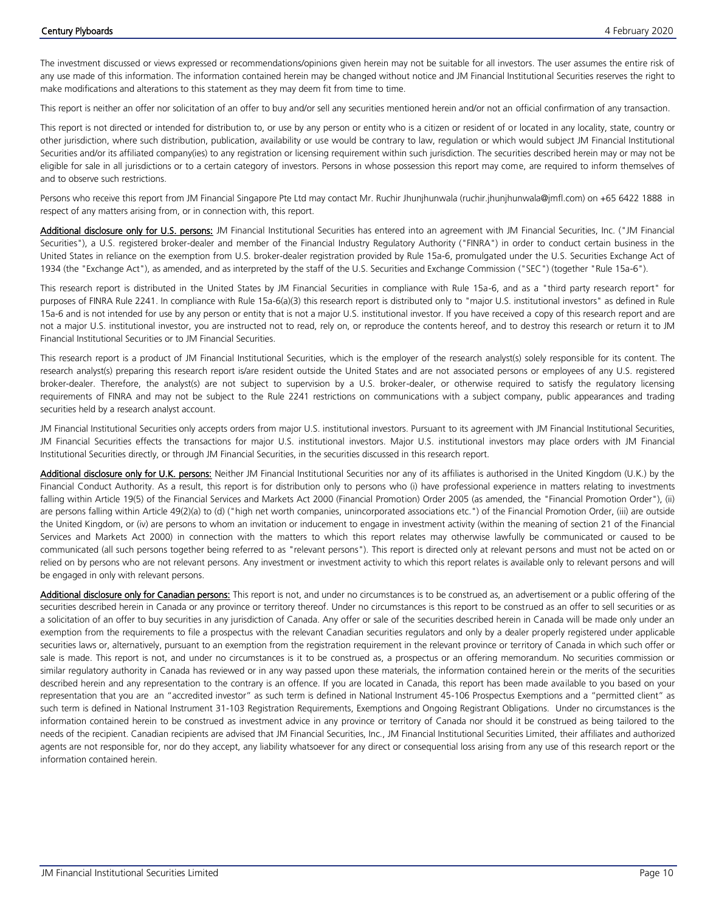The investment discussed or views expressed or recommendations/opinions given herein may not be suitable for all investors. The user assumes the entire risk of any use made of this information. The information contained herein may be changed without notice and JM Financial Institutional Securities reserves the right to make modifications and alterations to this statement as they may deem fit from time to time.

This report is neither an offer nor solicitation of an offer to buy and/or sell any securities mentioned herein and/or not an official confirmation of any transaction.

This report is not directed or intended for distribution to, or use by any person or entity who is a citizen or resident of or located in any locality, state, country or other jurisdiction, where such distribution, publication, availability or use would be contrary to law, regulation or which would subject JM Financial Institutional Securities and/or its affiliated company(ies) to any registration or licensing requirement within such jurisdiction. The securities described herein may or may not be eligible for sale in all jurisdictions or to a certain category of investors. Persons in whose possession this report may come, are required to inform themselves of and to observe such restrictions.

Persons who receive this report from JM Financial Singapore Pte Ltd may contact Mr. Ruchir Jhunjhunwala (ruchir.jhunjhunwala@jmfl.com) on +65 6422 1888 in respect of any matters arising from, or in connection with, this report.

**Additional disclosure only for U.S. persons:** JM Financial Institutional Securities has entered into an agreement with JM Financial Securities, Inc. ("JM Financial Securities"), a U.S. registered broker-dealer and member of the Financial Industry Regulatory Authority ("FINRA") in order to conduct certain business in the United States in reliance on the exemption from U.S. broker-dealer registration provided by Rule 15a-6, promulgated under the U.S. Securities Exchange Act of 1934 (the "Exchange Act"), as amended, and as interpreted by the staff of the U.S. Securities and Exchange Commission ("SEC") (together "Rule 15a-6").

This research report is distributed in the United States by JM Financial Securities in compliance with Rule 15a-6, and as a "third party research report" for purposes of FINRA Rule 2241. In compliance with Rule 15a-6(a)(3) this research report is distributed only to "major U.S. institutional investors" as defined in Rule 15a-6 and is not intended for use by any person or entity that is not a major U.S. institutional investor. If you have received a copy of this research report and are not a major U.S. institutional investor, you are instructed not to read, rely on, or reproduce the contents hereof, and to destroy this research or return it to JM Financial Institutional Securities or to JM Financial Securities.

This research report is a product of JM Financial Institutional Securities, which is the employer of the research analyst(s) solely responsible for its content. The research analyst(s) preparing this research report is/are resident outside the United States and are not associated persons or employees of any U.S. registered broker-dealer. Therefore, the analyst(s) are not subject to supervision by a U.S. broker-dealer, or otherwise required to satisfy the regulatory licensing requirements of FINRA and may not be subject to the Rule 2241 restrictions on communications with a subject company, public appearances and trading securities held by a research analyst account.

JM Financial Institutional Securities only accepts orders from major U.S. institutional investors. Pursuant to its agreement with JM Financial Institutional Securities, JM Financial Securities effects the transactions for major U.S. institutional investors. Major U.S. institutional investors may place orders with JM Financial Institutional Securities directly, or through JM Financial Securities, in the securities discussed in this research report.

**Additional disclosure only for U.K. persons:** Neither JM Financial Institutional Securities nor any of its affiliates is authorised in the United Kingdom (U.K.) by the Financial Conduct Authority. As a result, this report is for distribution only to persons who (i) have professional experience in matters relating to investments falling within Article 19(5) of the Financial Services and Markets Act 2000 (Financial Promotion) Order 2005 (as amended, the "Financial Promotion Order"), (ii) are persons falling within Article 49(2)(a) to (d) ("high net worth companies, unincorporated associations etc.") of the Financial Promotion Order, (iii) are outside the United Kingdom, or (iv) are persons to whom an invitation or inducement to engage in investment activity (within the meaning of section 21 of the Financial Services and Markets Act 2000) in connection with the matters to which this report relates may otherwise lawfully be communicated or caused to be communicated (all such persons together being referred to as "relevant persons"). This report is directed only at relevant persons and must not be acted on or relied on by persons who are not relevant persons. Any investment or investment activity to which this report relates is available only to relevant persons and will be engaged in only with relevant persons.

**Additional disclosure only for Canadian persons:** This report is not, and under no circumstances is to be construed as, an advertisement or a public offering of the securities described herein in Canada or any province or territory thereof. Under no circumstances is this report to be construed as an offer to sell securities or as a solicitation of an offer to buy securities in any jurisdiction of Canada. Any offer or sale of the securities described herein in Canada will be made only under an exemption from the requirements to file a prospectus with the relevant Canadian securities regulators and only by a dealer properly registered under applicable securities laws or, alternatively, pursuant to an exemption from the registration requirement in the relevant province or territory of Canada in which such offer or sale is made. This report is not, and under no circumstances is it to be construed as, a prospectus or an offering memorandum. No securities commission or similar regulatory authority in Canada has reviewed or in any way passed upon these materials, the information contained herein or the merits of the securities described herein and any representation to the contrary is an offence. If you are located in Canada, this report has been made available to you based on your representation that you are an "accredited investor" as such term is defined in National Instrument 45-106 Prospectus Exemptions and a "permitted client" as such term is defined in National Instrument 31-103 Registration Requirements, Exemptions and Ongoing Registrant Obligations. Under no circumstances is the information contained herein to be construed as investment advice in any province or territory of Canada nor should it be construed as being tailored to the needs of the recipient. Canadian recipients are advised that JM Financial Securities, Inc., JM Financial Institutional Securities Limited, their affiliates and authorized agents are not responsible for, nor do they accept, any liability whatsoever for any direct or consequential loss arising from any use of this research report or the information contained herein.